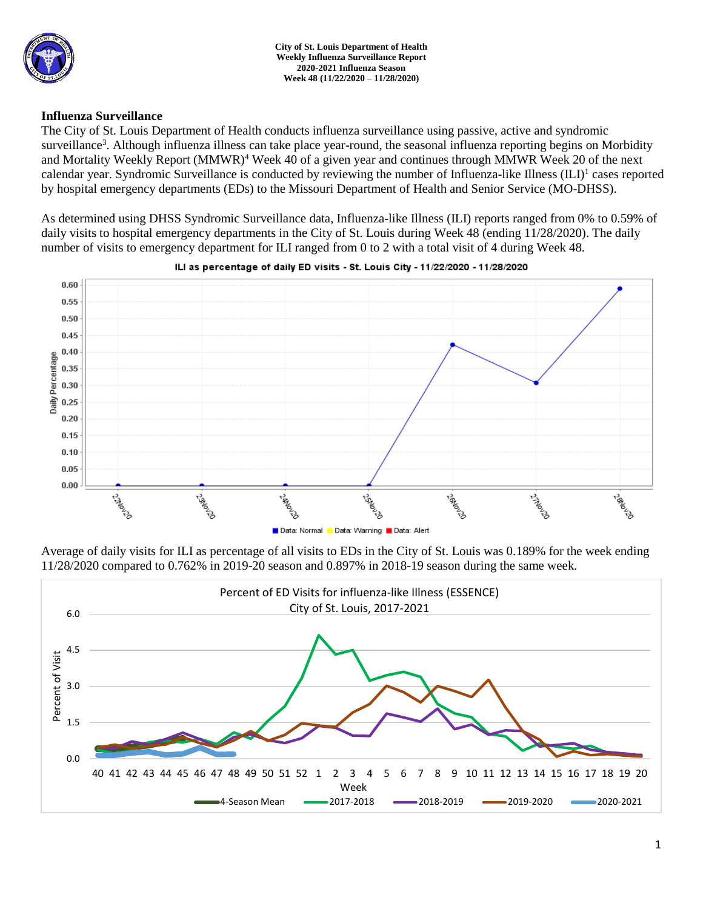**City of St. Louis Department of Health**
**Weekly Influenza Surveillance Report**
**2020-2021 Influenza Season**
**Week 48 (11/22/2020 – 11/28/2020)**

## Influenza Surveillance

The City of St. Louis Department of Health conducts influenza surveillance using passive, active and syndromic surveillance[3]. Although influenza illness can take place year-round, the seasonal influenza reporting begins on Morbidity and Mortality Weekly Report (MMWR)[4] Week 40 of a given year and continues through MMWR Week 20 of the next calendar year. Syndromic Surveillance is conducted by reviewing the number of Influenza-like Illness (ILI)[1] cases reported by hospital emergency departments (EDs) to the Missouri Department of Health and Senior Service (MO-DHSS).

As determined using DHSS Syndromic Surveillance data, Influenza-like Illness (ILI) reports ranged from 0% to 0.59% of daily visits to hospital emergency departments in the City of St. Louis during Week 48 (ending 11/28/2020). The daily number of visits to emergency department for ILI ranged from 0 to 2 with a total visit of 4 during Week 48.

ILI as percentage of daily ED visits - St. Louis City - 11/22/2020 - 11/28/2020

Daily Percentage

0.60 0.55 0.50 0.45 0.40 0.35 0.30 0.25 0.20 0.15 0.10 0.05 0.00

22Nov20 23Nov20 24Nov20 25Nov20 26Nov20 27Nov20 28Nov20

Data: Normal Data: Warning Data: Alert

Average of daily visits for ILI as percentage of all visits to EDs in the City of St. Louis was 0.189% for the week ending 11/28/2020 compared to 0.762% in 2019-20 season and 0.897% in 2018-19 season during the same week.

Percent of ED Visits for influenza-like Illness (ESSENCE)
City of St. Louis, 2017-2021

Percent of Visit

6.0 4.5 3.0 1.5 0.0

40 41 42 43 44 45 46 47 48 49 50 51 52 1 2 3 4 5 6 7 8 9 10 11 12 13 14 15 16 17 18 19 20

Week

4-Season Mean 2017-2018 2018-2019 2019-2020 2020-2021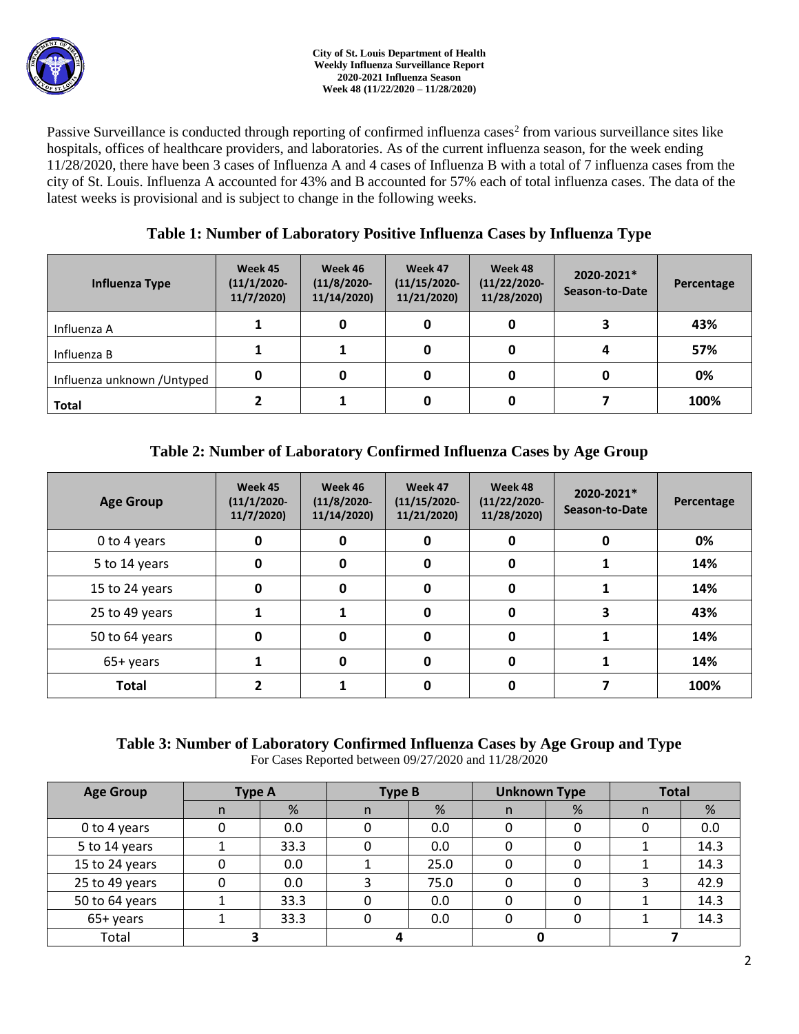Passive Surveillance is conducted through reporting of confirmed influenza cases[2] from various surveillance sites like hospitals, offices of healthcare providers, and laboratories. As of the current influenza season, for the week ending 11/28/2020, there have been 3 cases of Influenza A and 4 cases of Influenza B with a total of 7 influenza cases from the city of St. Louis. Influenza A accounted for 43% and B accounted for 57% each of total influenza cases. The data of the latest weeks is provisional and is subject to change in the following weeks.

## Table 1: Number of Laboratory Positive Influenza Cases by Influenza Type

| Influenza Type | Week 45 (11/1/2020-11/7/2020) | Week 46 (11/8/2020-11/14/2020) | Week 47 (11/15/2020-11/21/2020) | Week 48 (11/22/2020-11/28/2020) | 2020-2021* Season-to-Date | Percentage |
|---|---|---|---|---|---|---|
| Influenza A | 1 | 0 | 0 | 0 | 3 | 43% |
| Influenza B | 1 | 1 | 0 | 0 | 4 | 57% |
| Influenza unknown /Untyped | 0 | 0 | 0 | 0 | 0 | 0% |
| **Total** | 2 | 1 | 0 | 0 | 7 | 100% |

## Table 2: Number of Laboratory Confirmed Influenza Cases by Age Group

| Age Group | Week 45 (11/1/2020-11/7/2020) | Week 46 (11/8/2020-11/14/2020) | Week 47 (11/15/2020-11/21/2020) | Week 48 (11/22/2020-11/28/2020) | 2020-2021* Season-to-Date | Percentage |
|---|---|---|---|---|---|---|
| 0 to 4 years | 0 | 0 | 0 | 0 | 0 | 0% |
| 5 to 14 years | 0 | 0 | 0 | 0 | 1 | 14% |
| 15 to 24 years | 0 | 0 | 0 | 0 | 1 | 14% |
| 25 to 49 years | 1 | 1 | 0 | 0 | 3 | 43% |
| 50 to 64 years | 0 | 0 | 0 | 0 | 1 | 14% |
| 65+ years | 1 | 0 | 0 | 0 | 1 | 14% |
| **Total** | 2 | 1 | 0 | 0 | 7 | 100% |

## Table 3: Number of Laboratory Confirmed Influenza Cases by Age Group and Type

For Cases Reported between 09/27/2020 and 11/28/2020

| Age Group | Type A | | Type B | | Unknown Type | | Total | |
|---|---|---|---|---|---|---|---|---|
| | n | % | n | % | n | % | n | % |
| 0 to 4 years | 0 | 0.0 | 0 | 0.0 | 0 | 0 | 0 | 0.0 |
| 5 to 14 years | 1 | 33.3 | 0 | 0.0 | 0 | 0 | 1 | 14.3 |
| 15 to 24 years | 0 | 0.0 | 1 | 25.0 | 0 | 0 | 1 | 14.3 |
| 25 to 49 years | 0 | 0.0 | 3 | 75.0 | 0 | 0 | 3 | 42.9 |
| 50 to 64 years | 1 | 33.3 | 0 | 0.0 | 0 | 0 | 1 | 14.3 |
| 65+ years | 1 | 33.3 | 0 | 0.0 | 0 | 0 | 1 | 14.3 |
| Total | 3 | | 4 | | 0 | | 7 | |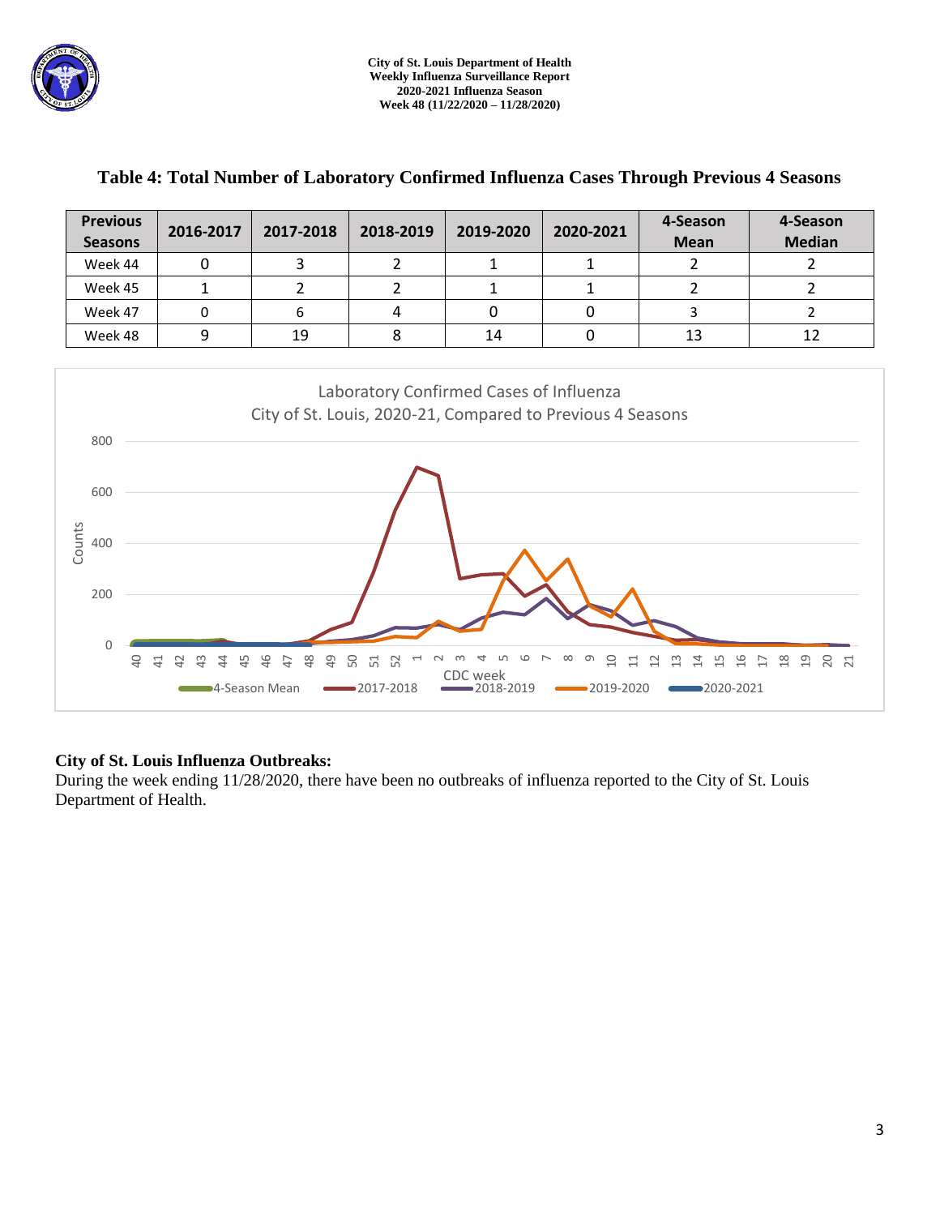City of St. Louis Department of Health
Weekly Influenza Surveillance Report
2020-2021 Influenza Season
Week 48 (11/22/2020 – 11/28/2020)

## Table 4: Total Number of Laboratory Confirmed Influenza Cases Through Previous 4 Seasons

| Previous Seasons | 2016-2017 | 2017-2018 | 2018-2019 | 2019-2020 | 2020-2021 | 4-Season Mean | 4-Season Median |
|---|---|---|---|---|---|---|---|
| Week 44 | 0 | 3 | 2 | 1 | 1 | 2 | 2 |
| Week 45 | 1 | 2 | 2 | 1 | 1 | 2 | 2 |
| Week 47 | 0 | 6 | 4 | 0 | 0 | 3 | 2 |
| Week 48 | 9 | 19 | 8 | 14 | 0 | 13 | 12 |

Laboratory Confirmed Cases of Influenza
City of St. Louis, 2020-21, Compared to Previous 4 Seasons

Counts

0
200
400
600
800

CDC week

40 41 42 43 44 45 46 47 48 49 50 51 52 1 2 3 4 5 6 7 8 9 10 11 12 13 14 15 16 17 18 19 20 21

4-Season Mean
2017-2018
2018-2019
2019-2020
2020-2021

**City of St. Louis Influenza Outbreaks:**
During the week ending 11/28/2020, there have been no outbreaks of influenza reported to the City of St. Louis Department of Health.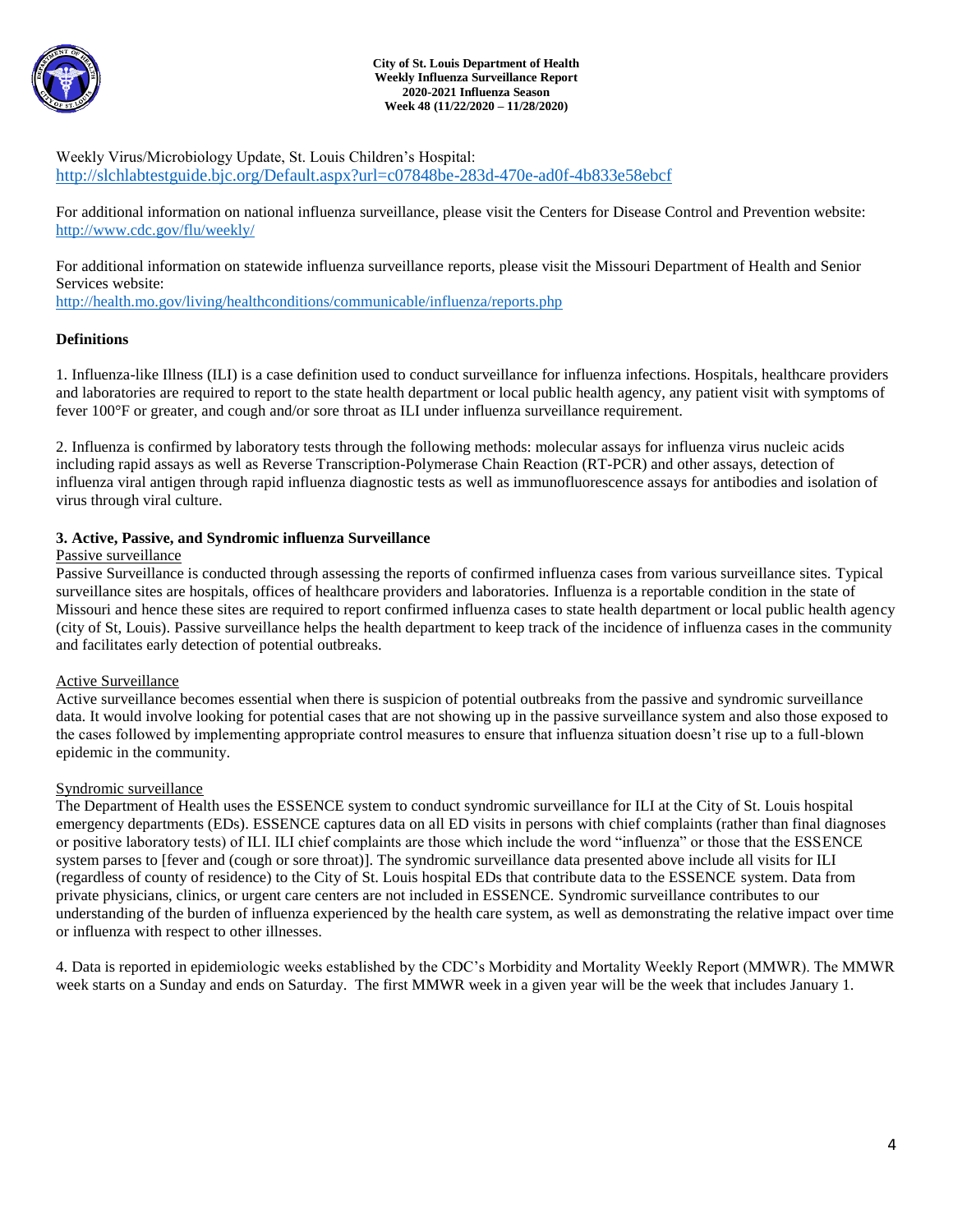Weekly Virus/Microbiology Update, St. Louis Children's Hospital:
http://slchlabtestguide.bjc.org/Default.aspx?url=c07848be-283d-470e-ad0f-4b833e58ebcf

For additional information on national influenza surveillance, please visit the Centers for Disease Control and Prevention website:
http://www.cdc.gov/flu/weekly/

For additional information on statewide influenza surveillance reports, please visit the Missouri Department of Health and Senior Services website:
http://health.mo.gov/living/healthconditions/communicable/influenza/reports.php

**Definitions**

1. Influenza-like Illness (ILI) is a case definition used to conduct surveillance for influenza infections. Hospitals, healthcare providers and laboratories are required to report to the state health department or local public health agency, any patient visit with symptoms of fever 100°F or greater, and cough and/or sore throat as ILI under influenza surveillance requirement.

2. Influenza is confirmed by laboratory tests through the following methods: molecular assays for influenza virus nucleic acids including rapid assays as well as Reverse Transcription-Polymerase Chain Reaction (RT-PCR) and other assays, detection of influenza viral antigen through rapid influenza diagnostic tests as well as immunofluorescence assays for antibodies and isolation of virus through viral culture.

**3. Active, Passive, and Syndromic influenza Surveillance**

Passive surveillance

Passive Surveillance is conducted through assessing the reports of confirmed influenza cases from various surveillance sites. Typical surveillance sites are hospitals, offices of healthcare providers and laboratories. Influenza is a reportable condition in the state of Missouri and hence these sites are required to report confirmed influenza cases to state health department or local public health agency (city of St, Louis). Passive surveillance helps the health department to keep track of the incidence of influenza cases in the community and facilitates early detection of potential outbreaks.

Active Surveillance

Active surveillance becomes essential when there is suspicion of potential outbreaks from the passive and syndromic surveillance data. It would involve looking for potential cases that are not showing up in the passive surveillance system and also those exposed to the cases followed by implementing appropriate control measures to ensure that influenza situation doesn't rise up to a full-blown epidemic in the community.

Syndromic surveillance

The Department of Health uses the ESSENCE system to conduct syndromic surveillance for ILI at the City of St. Louis hospital emergency departments (EDs). ESSENCE captures data on all ED visits in persons with chief complaints (rather than final diagnoses or positive laboratory tests) of ILI. ILI chief complaints are those which include the word "influenza" or those that the ESSENCE system parses to [fever and (cough or sore throat)]. The syndromic surveillance data presented above include all visits for ILI (regardless of county of residence) to the City of St. Louis hospital EDs that contribute data to the ESSENCE system. Data from private physicians, clinics, or urgent care centers are not included in ESSENCE. Syndromic surveillance contributes to our understanding of the burden of influenza experienced by the health care system, as well as demonstrating the relative impact over time or influenza with respect to other illnesses.

4. Data is reported in epidemiologic weeks established by the CDC's Morbidity and Mortality Weekly Report (MMWR). The MMWR week starts on a Sunday and ends on Saturday. The first MMWR week in a given year will be the week that includes January 1.